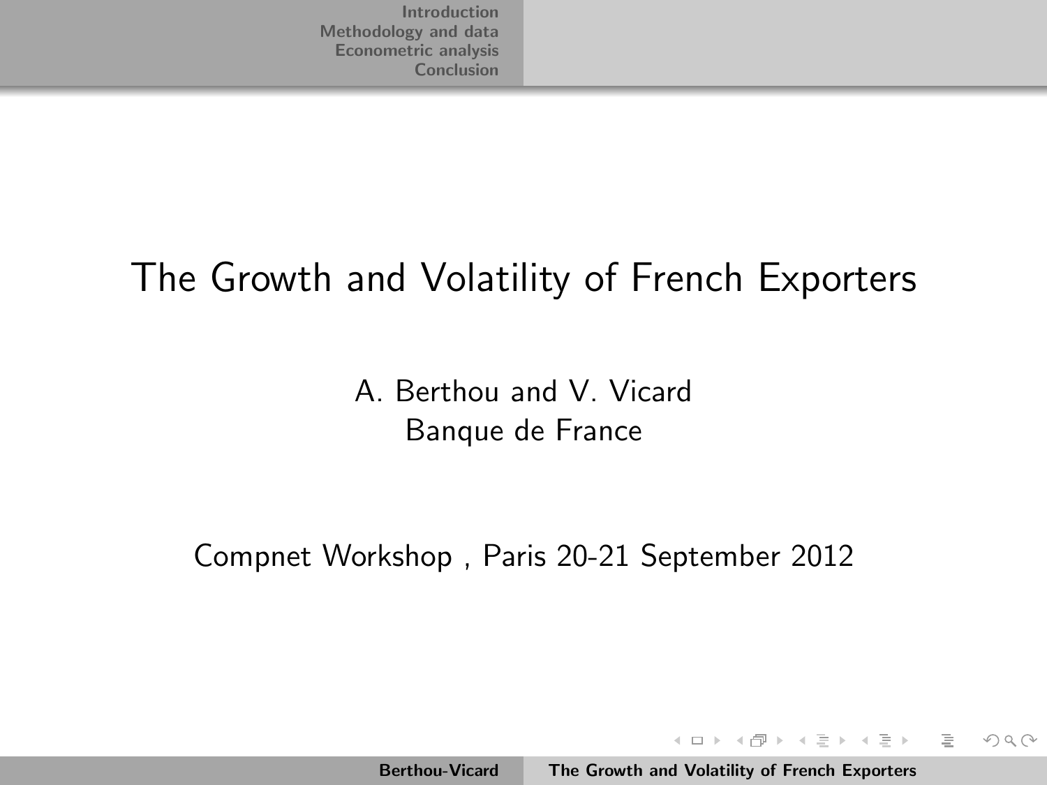# The Growth and Volatility of French Exporters

A. Berthou and V. Vicard
Banque de France

Compnet Workshop , Paris 20-21 September 2012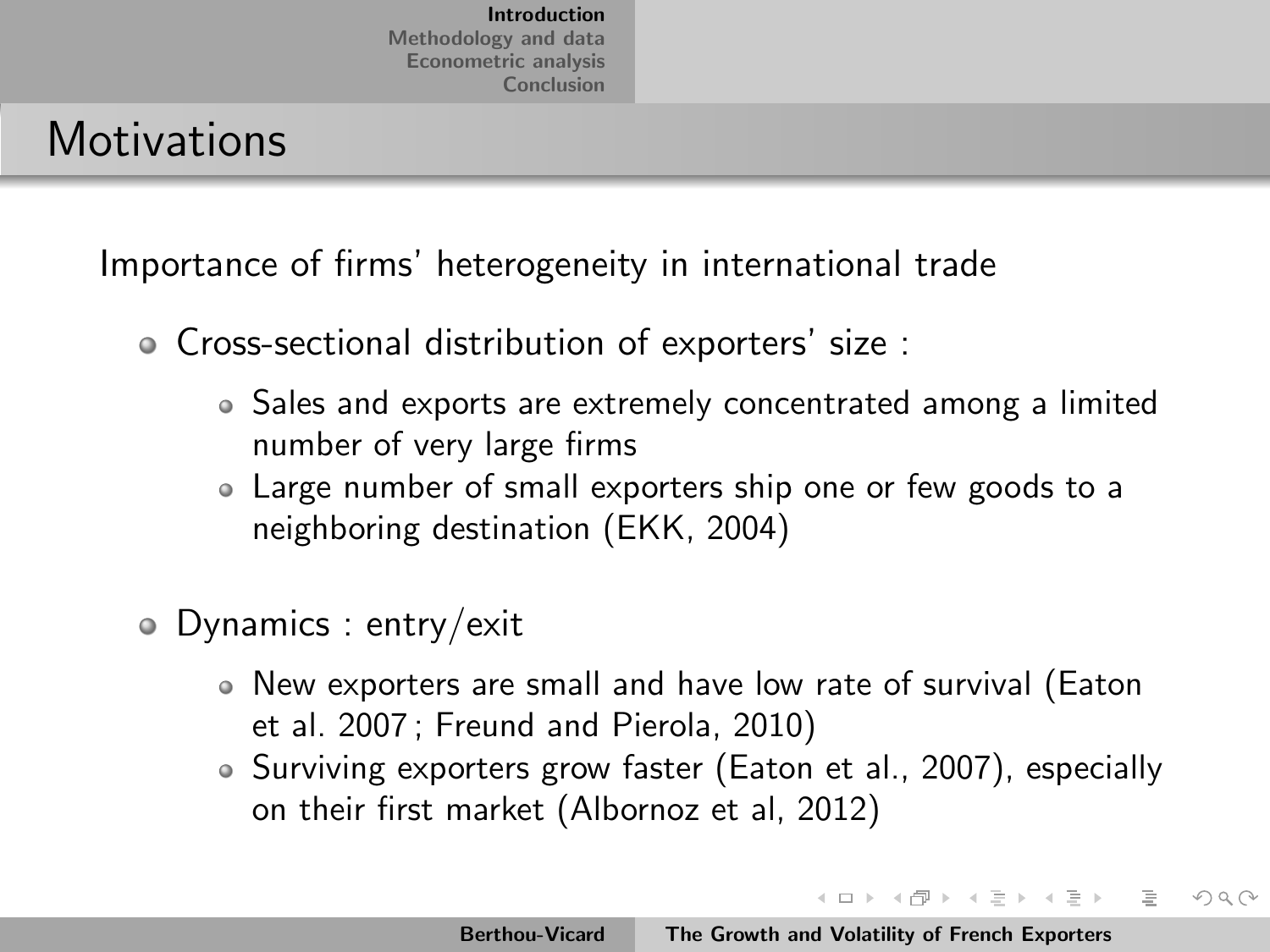## Motivations

Importance of firms' heterogeneity in international trade

- Cross-sectional distribution of exporters' size :
  - Sales and exports are extremely concentrated among a limited number of very large firms
  - Large number of small exporters ship one or few goods to a neighboring destination (EKK, 2004)

- Dynamics : entry/exit
  - New exporters are small and have low rate of survival (Eaton et al. 2007 ; Freund and Pierola, 2010)
  - Surviving exporters grow faster (Eaton et al., 2007), especially on their first market (Albornoz et al, 2012)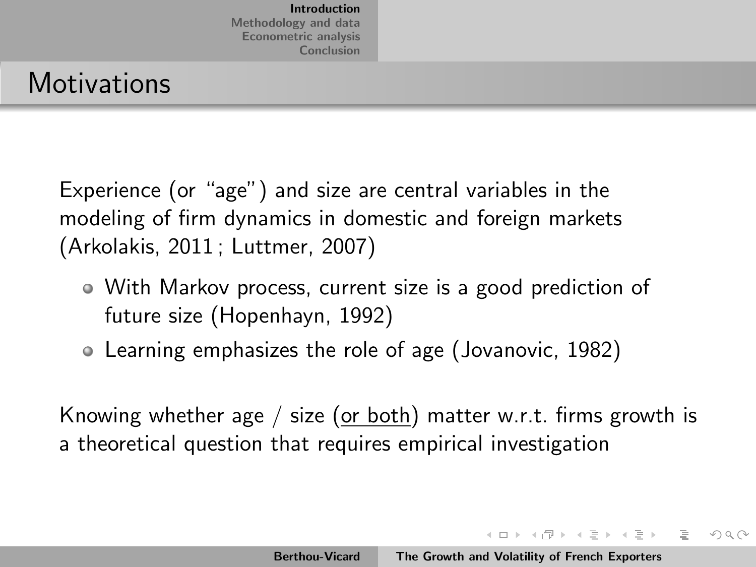# Motivations

Experience (or "age") and size are central variables in the modeling of firm dynamics in domestic and foreign markets (Arkolakis, 2011 ; Luttmer, 2007)

- With Markov process, current size is a good prediction of future size (Hopenhayn, 1992)
- Learning emphasizes the role of age (Jovanovic, 1982)

Knowing whether age / size (<u>or both</u>) matter w.r.t. firms growth is a theoretical question that requires empirical investigation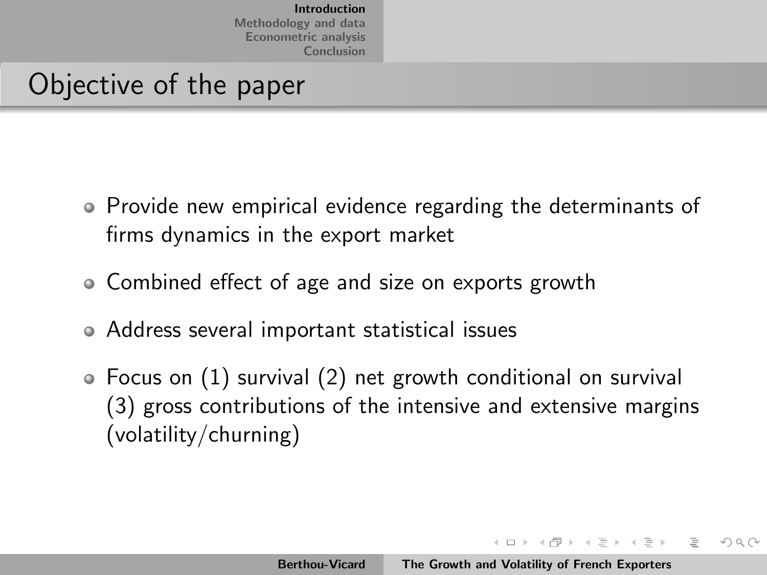## Objective of the paper

- Provide new empirical evidence regarding the determinants of firms dynamics in the export market
- Combined effect of age and size on exports growth
- Address several important statistical issues
- Focus on (1) survival (2) net growth conditional on survival (3) gross contributions of the intensive and extensive margins (volatility/churning)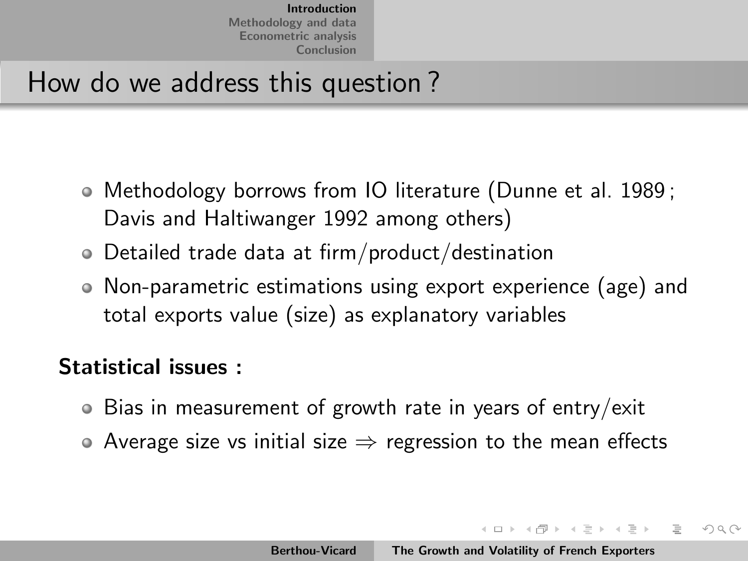# How do we address this question ?

- Methodology borrows from IO literature (Dunne et al. 1989 ; Davis and Haltiwanger 1992 among others)
- Detailed trade data at firm/product/destination
- Non-parametric estimations using export experience (age) and total exports value (size) as explanatory variables

**Statistical issues :**

- Bias in measurement of growth rate in years of entry/exit
- Average size vs initial size $\Rightarrow$ regression to the mean effects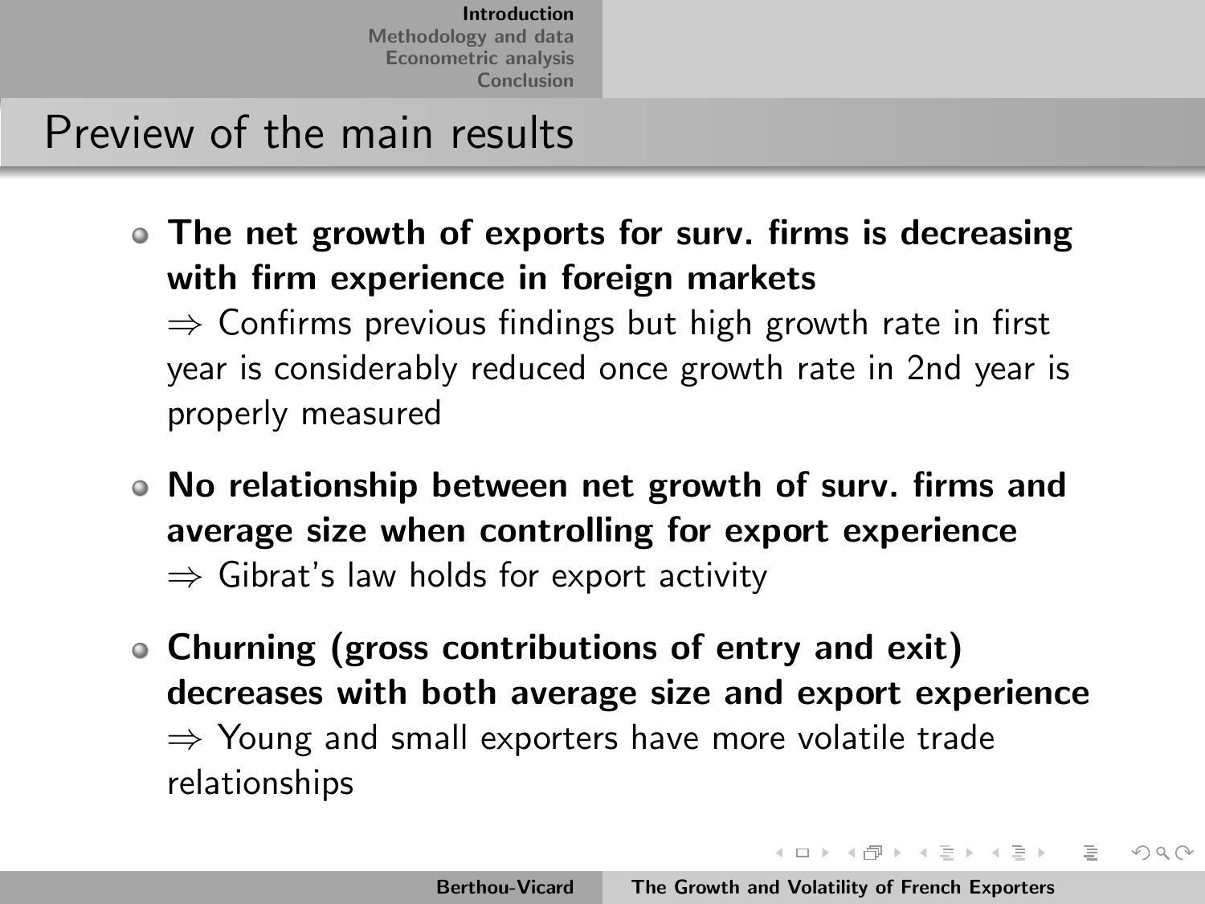# Preview of the main results

- **The net growth of exports for surv. firms is decreasing with firm experience in foreign markets**
  $\Rightarrow$ Confirms previous findings but high growth rate in first year is considerably reduced once growth rate in 2nd year is properly measured

- **No relationship between net growth of surv. firms and average size when controlling for export experience**
  $\Rightarrow$ Gibrat's law holds for export activity

- **Churning (gross contributions of entry and exit) decreases with both average size and export experience**
  $\Rightarrow$ Young and small exporters have more volatile trade relationships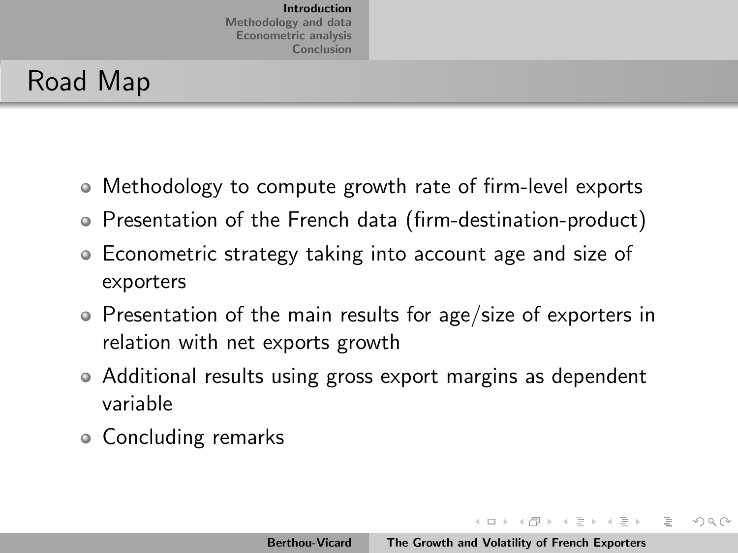## Road Map

- Methodology to compute growth rate of firm-level exports
- Presentation of the French data (firm-destination-product)
- Econometric strategy taking into account age and size of exporters
- Presentation of the main results for age/size of exporters in relation with net exports growth
- Additional results using gross export margins as dependent variable
- Concluding remarks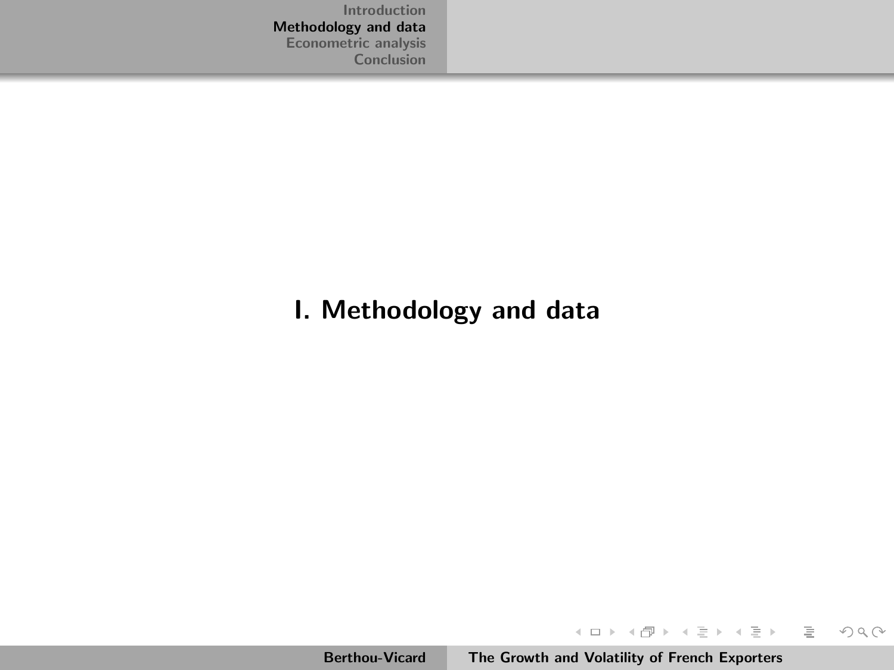# I. Methodology and data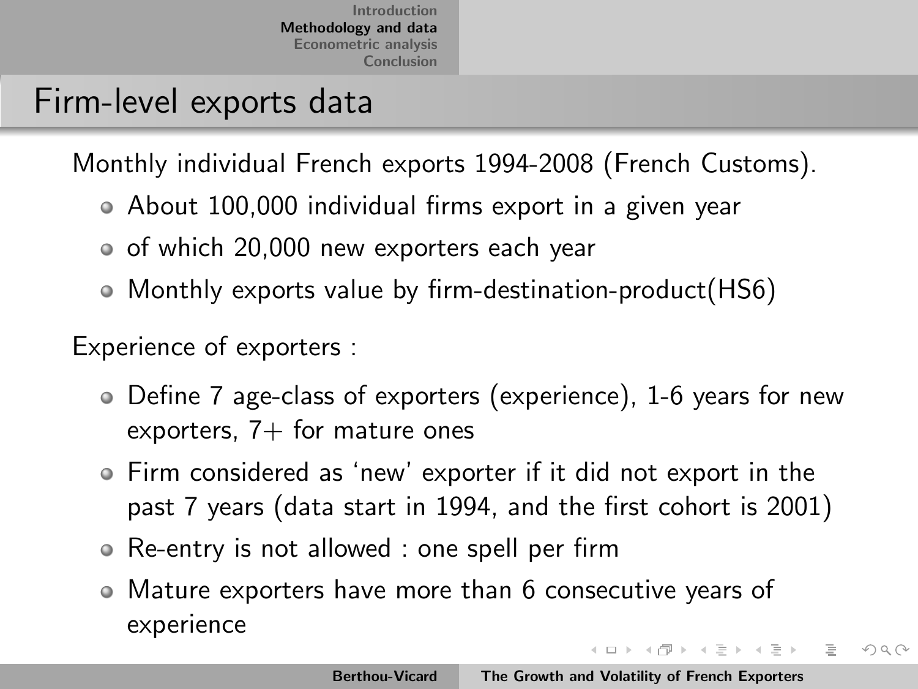# Firm-level exports data

Monthly individual French exports 1994-2008 (French Customs).

- About 100,000 individual firms export in a given year
- of which 20,000 new exporters each year
- Monthly exports value by firm-destination-product(HS6)

Experience of exporters :

- Define 7 age-class of exporters (experience), 1-6 years for new exporters, 7+ for mature ones
- Firm considered as 'new' exporter if it did not export in the past 7 years (data start in 1994, and the first cohort is 2001)
- Re-entry is not allowed : one spell per firm
- Mature exporters have more than 6 consecutive years of experience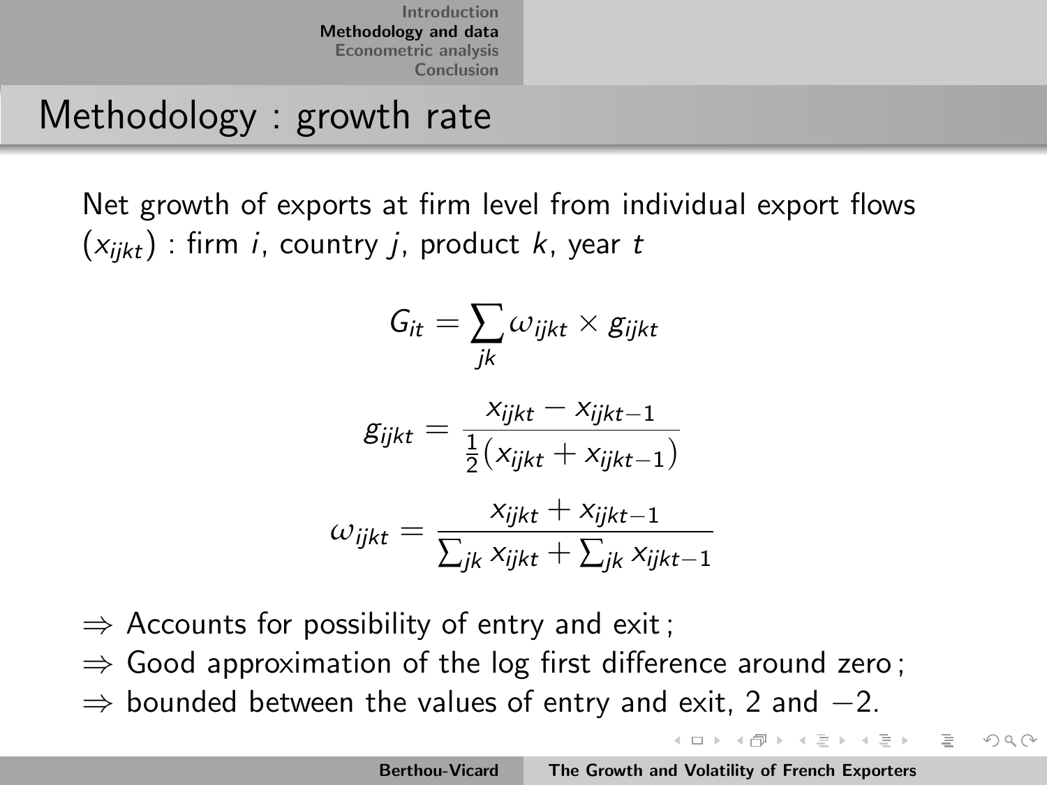# Methodology : growth rate

Net growth of exports at firm level from individual export flows ($x_{ijkt}$) : firm $i$, country $j$, product $k$, year $t$

$$G_{it} = \sum_{jk} \omega_{ijkt} \times g_{ijkt}$$

$$g_{ijkt} = \frac{x_{ijkt} - x_{ijkt-1}}{\frac{1}{2}(x_{ijkt} + x_{ijkt-1})}$$

$$\omega_{ijkt} = \frac{x_{ijkt} + x_{ijkt-1}}{\sum_{jk} x_{ijkt} + \sum_{jk} x_{ijkt-1}}$$

- $\Rightarrow$ Accounts for possibility of entry and exit ;
- $\Rightarrow$ Good approximation of the log first difference around zero ;
- $\Rightarrow$ bounded between the values of entry and exit, 2 and $-2$.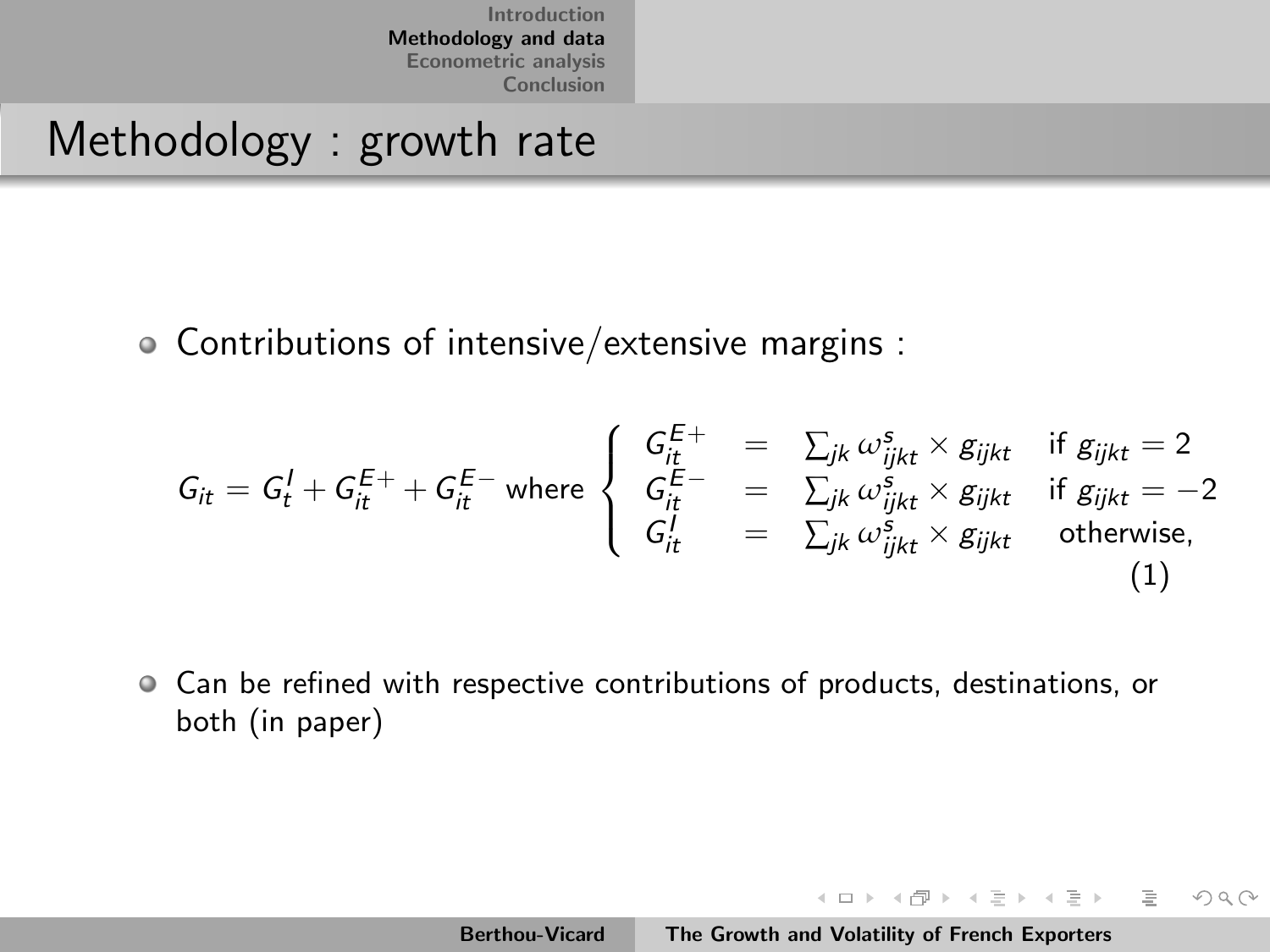# Methodology : growth rate

- Contributions of intensive/extensive margins :

$$G_{it} = G_t^I + G_{it}^{E+} + G_{it}^{E-} \text{ where } \begin{cases} G_{it}^{E+} & = & \sum_{jk} \omega_{ijkt}^s \times g_{ijkt} & \text{if } g_{ijkt} = 2 \\ G_{it}^{E-} & = & \sum_{jk} \omega_{ijkt}^s \times g_{ijkt} & \text{if } g_{ijkt} = -2 \\ G_{it}^I & = & \sum_{jk} \omega_{ijkt}^s \times g_{ijkt} & \text{otherwise,} \end{cases} \tag{1}$$

- Can be refined with respective contributions of products, destinations, or both (in paper)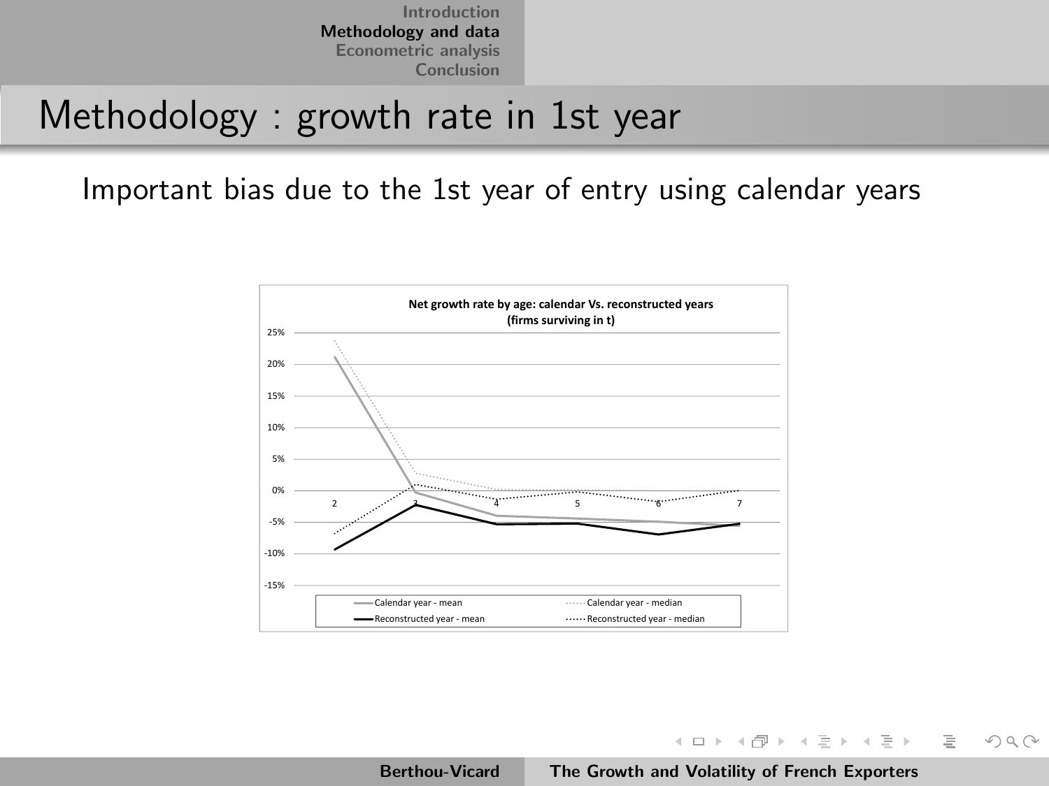# Methodology : growth rate in 1st year

Important bias due to the 1st year of entry using calendar years

**Net growth rate by age: calendar Vs. reconstructed years (firms surviving in t)**

Legend: Calendar year - mean; Calendar year - median; Reconstructed year - mean; Reconstructed year - median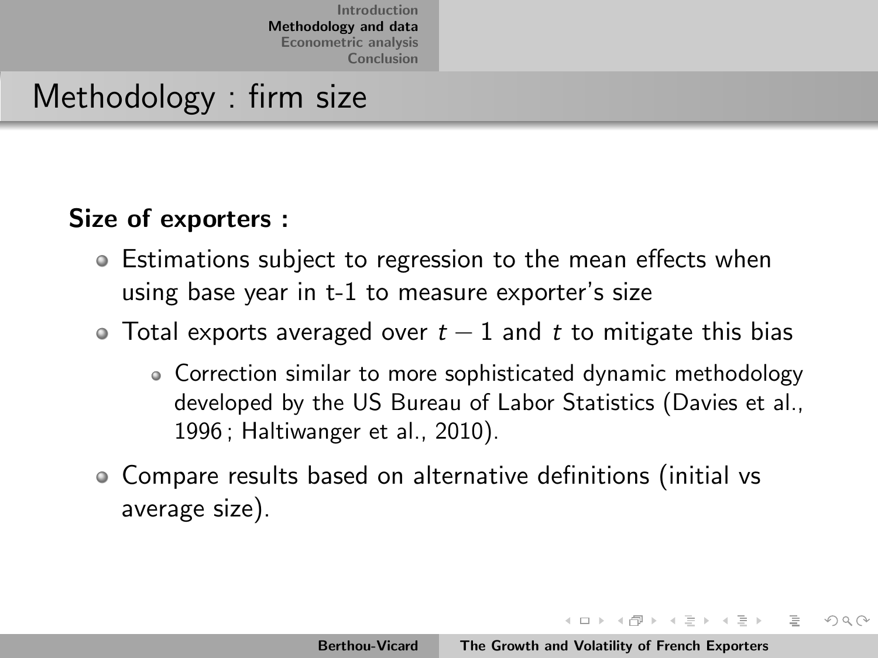# Methodology : firm size

**Size of exporters :**

- Estimations subject to regression to the mean effects when using base year in t-1 to measure exporter's size
- Total exports averaged over $t-1$ and $t$ to mitigate this bias
  - Correction similar to more sophisticated dynamic methodology developed by the US Bureau of Labor Statistics (Davies et al., 1996 ; Haltiwanger et al., 2010).
- Compare results based on alternative definitions (initial vs average size).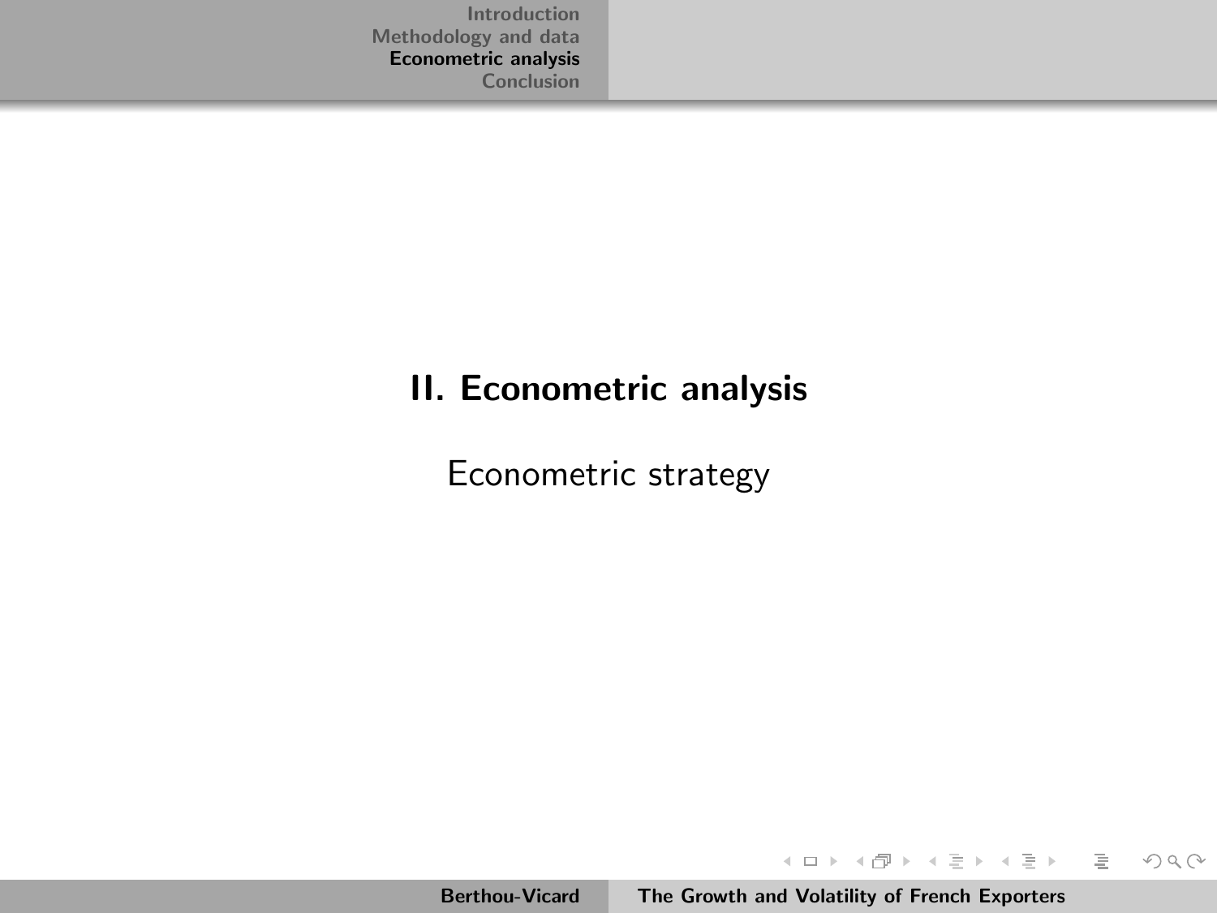# II. Econometric analysis

## Econometric strategy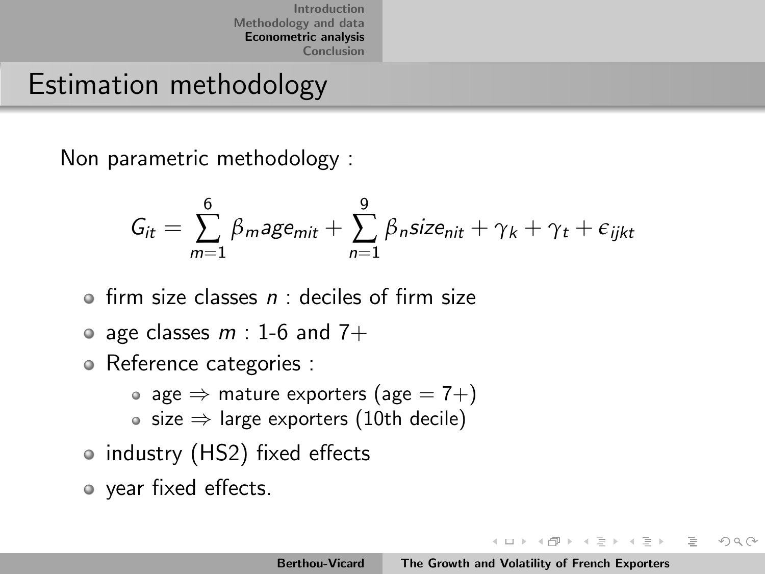# Estimation methodology

Non parametric methodology :

$$G_{it} = \sum_{m=1}^{6} \beta_m age_{mit} + \sum_{n=1}^{9} \beta_n size_{nit} + \gamma_k + \gamma_t + \epsilon_{ijkt}$$

- firm size classes $n$ : deciles of firm size
- age classes $m$ : 1-6 and 7+
- Reference categories :
  - age ⇒ mature exporters (age = 7+)
  - size ⇒ large exporters (10th decile)
- industry (HS2) fixed effects
- year fixed effects.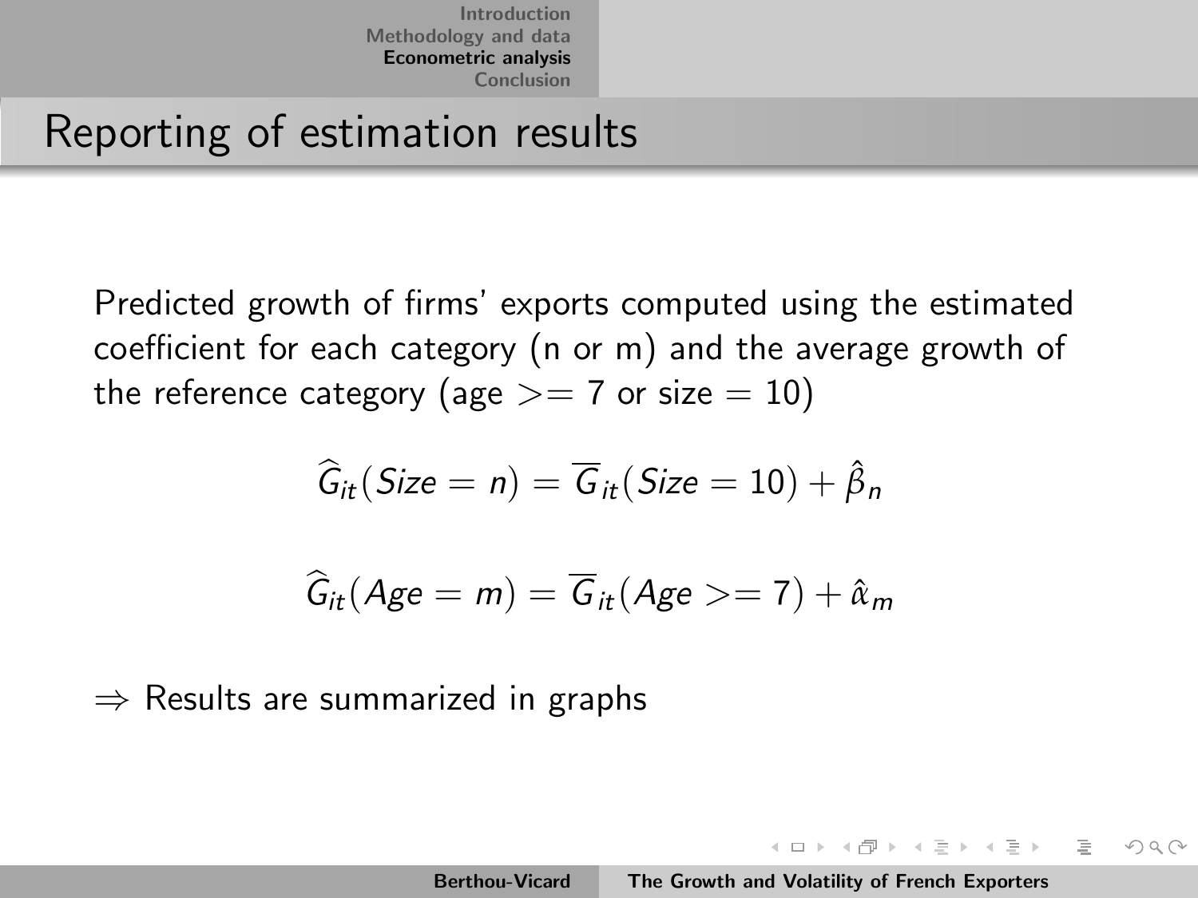# Reporting of estimation results

Predicted growth of firms' exports computed using the estimated coefficient for each category (n or m) and the average growth of the reference category (age >= 7 or size = 10)

$$\widehat{G}_{it}(Size = n) = \overline{G}_{it}(Size = 10) + \hat{\beta}_n$$

$$\widehat{G}_{it}(Age = m) = \overline{G}_{it}(Age >= 7) + \hat{\alpha}_m$$

$\Rightarrow$ Results are summarized in graphs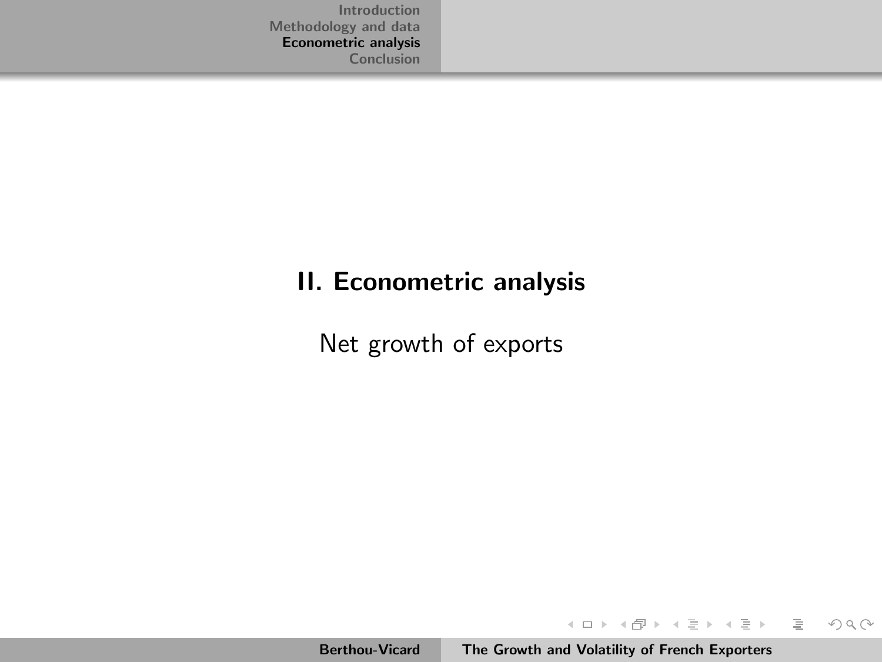# II. Econometric analysis

Net growth of exports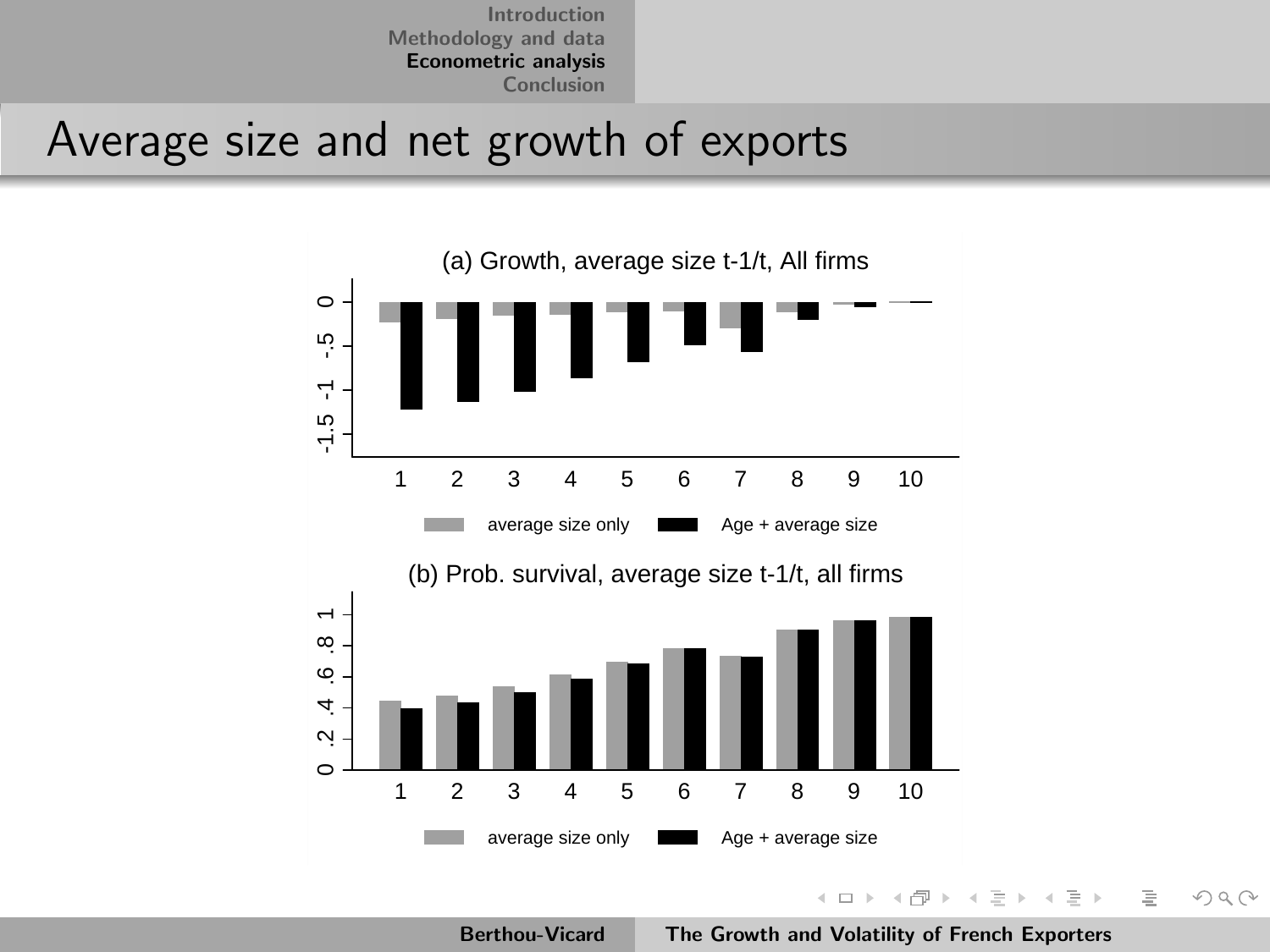# Average size and net growth of exports

(a) Growth, average size t-1/t, All firms

(b) Prob. survival, average size t-1/t, all firms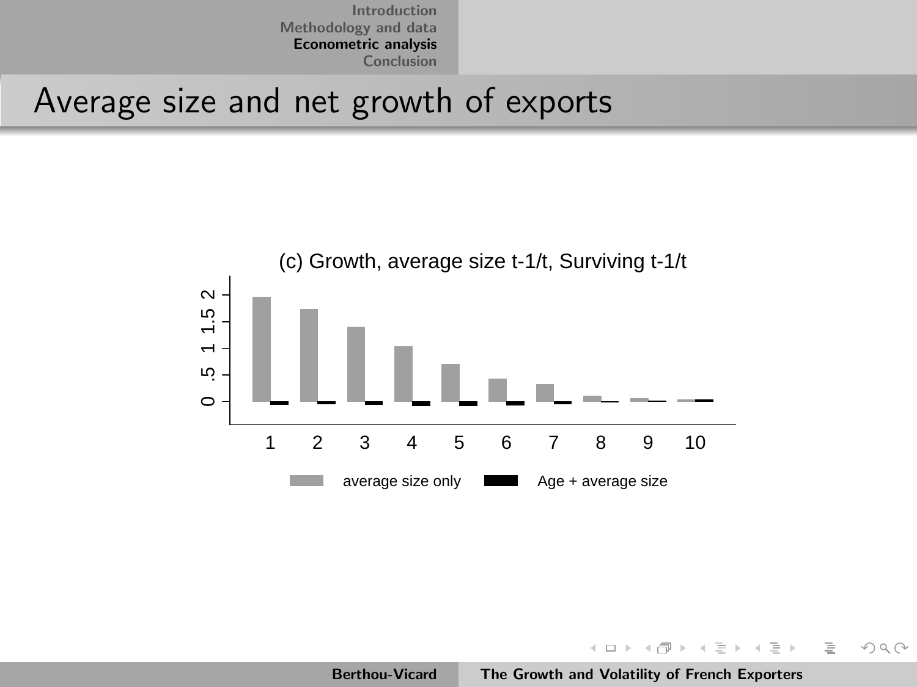# Average size and net growth of exports

(c) Growth, average size t-1/t, Surviving t-1/t

average size only | Age + average size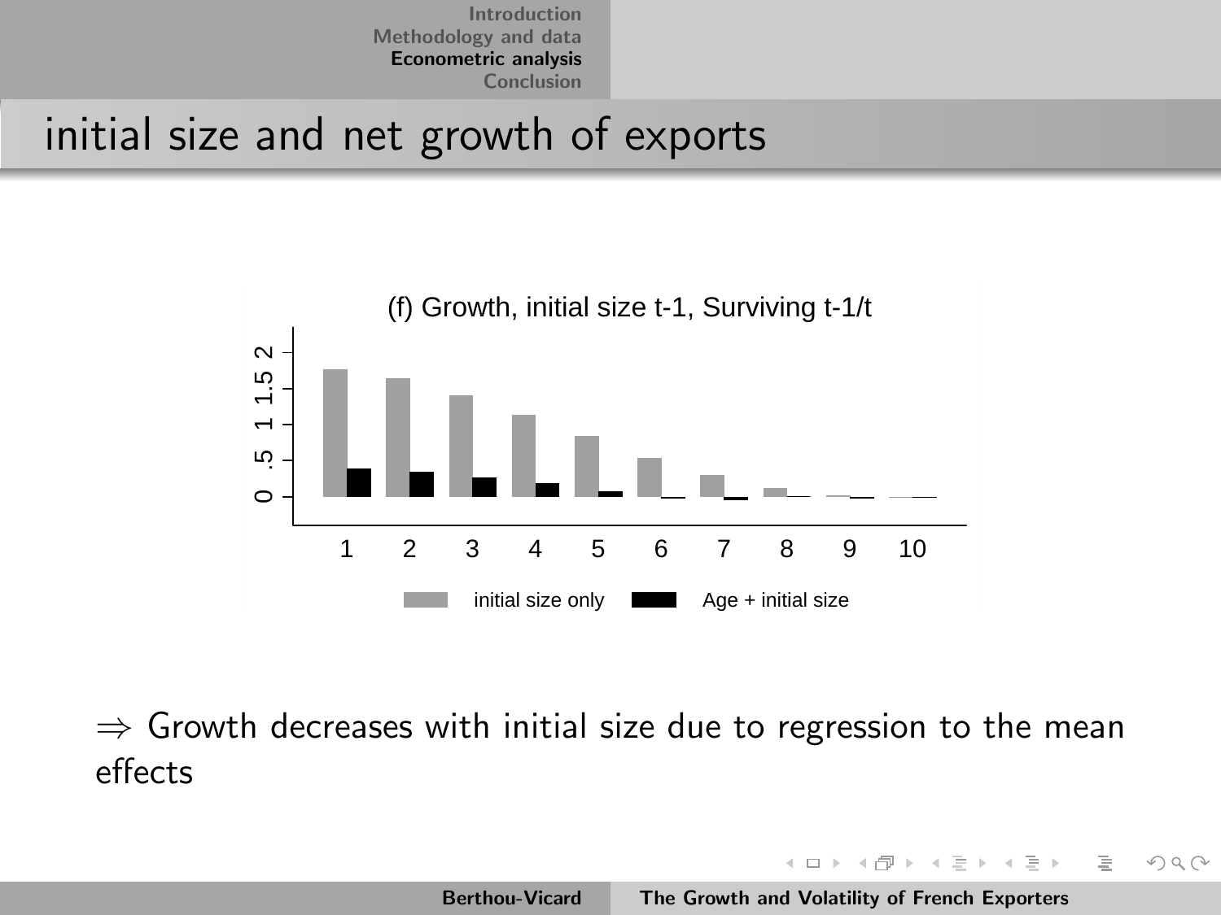# initial size and net growth of exports

(f) Growth, initial size t-1, Surviving t-1/t

initial size only — Age + initial size

$\Rightarrow$ Growth decreases with initial size due to regression to the mean effects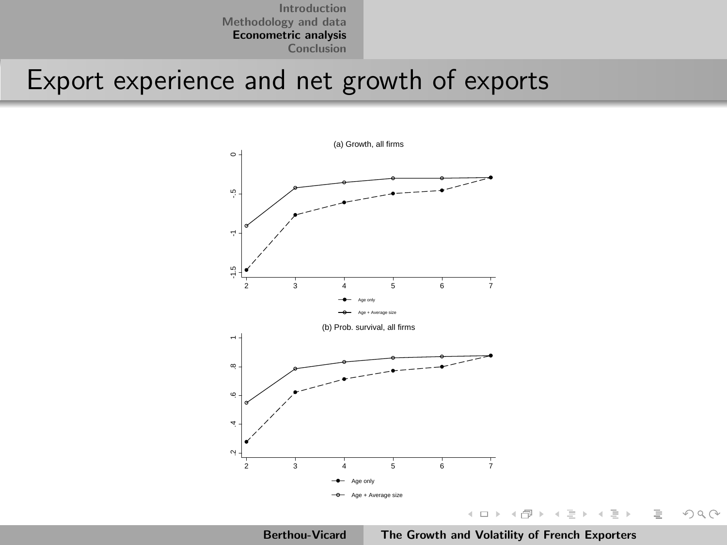# Export experience and net growth of exports

(a) Growth, all firms

- Age only
- Age + Average size

(b) Prob. survival, all firms

- Age only
- Age + Average size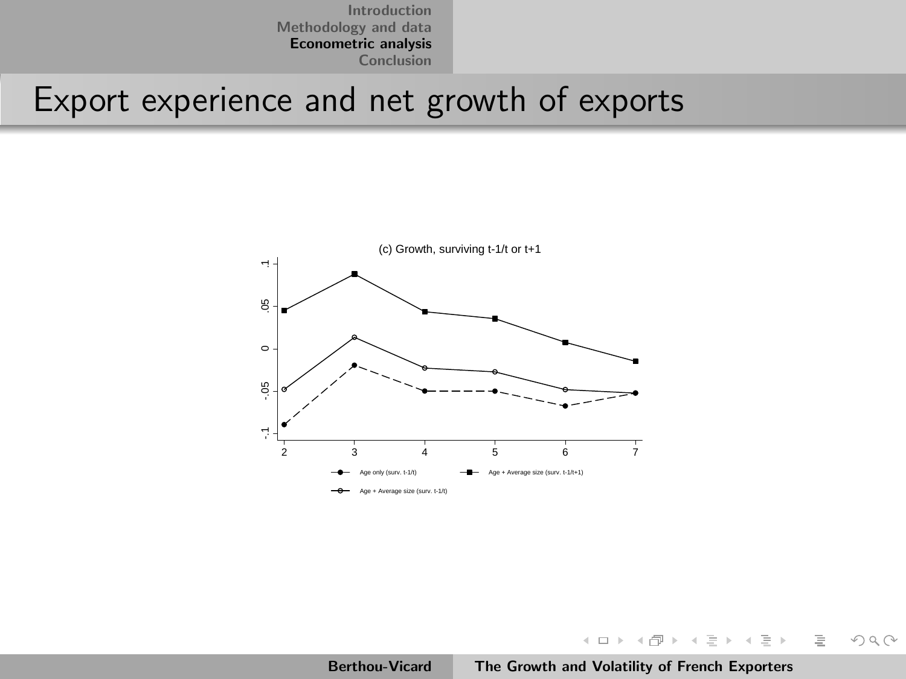# Export experience and net growth of exports

(c) Growth, surviving t-1/t or t+1

- Age only (surv. t-1/t)
- Age + Average size (surv. t-1/t+1)
- Age + Average size (surv. t-1/t)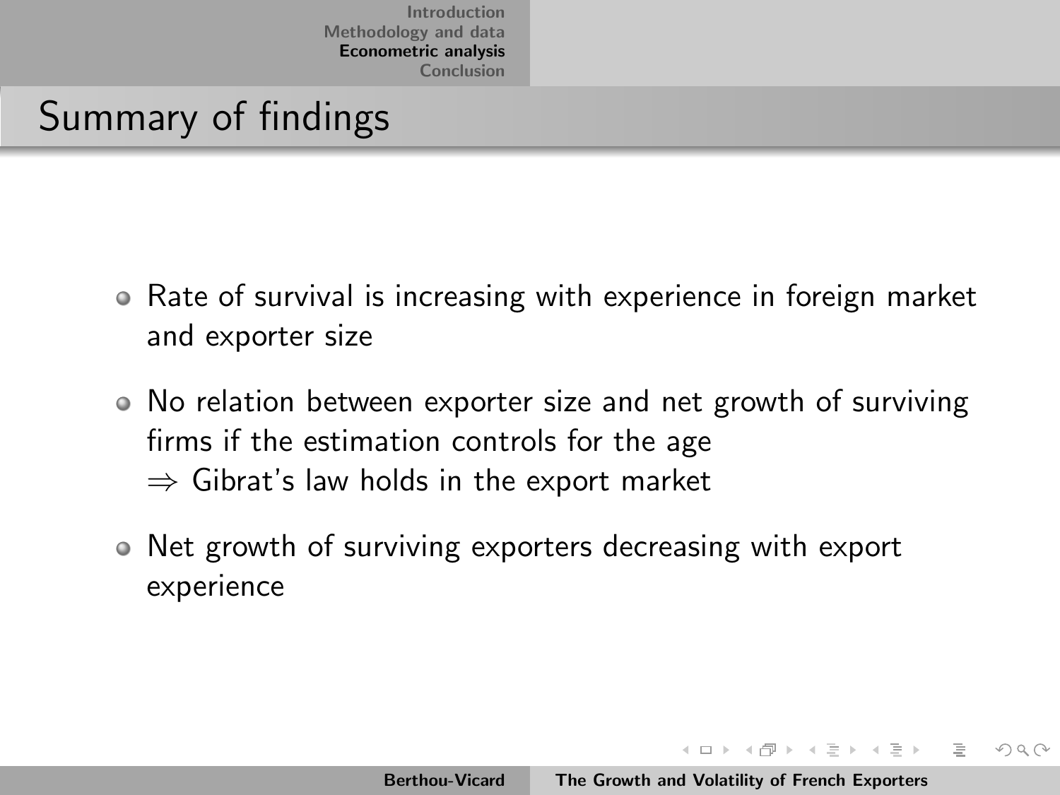## Summary of findings

- Rate of survival is increasing with experience in foreign market and exporter size
- No relation between exporter size and net growth of surviving firms if the estimation controls for the age
  $\Rightarrow$ Gibrat's law holds in the export market
- Net growth of surviving exporters decreasing with export experience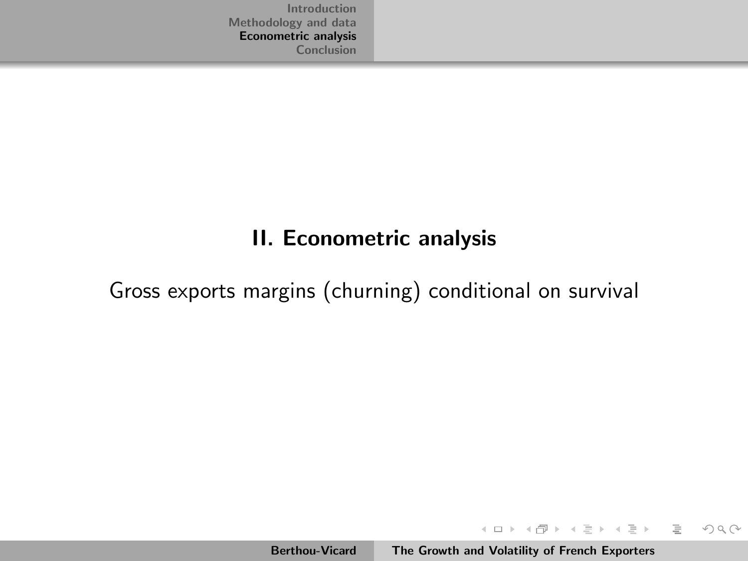# II. Econometric analysis

Gross exports margins (churning) conditional on survival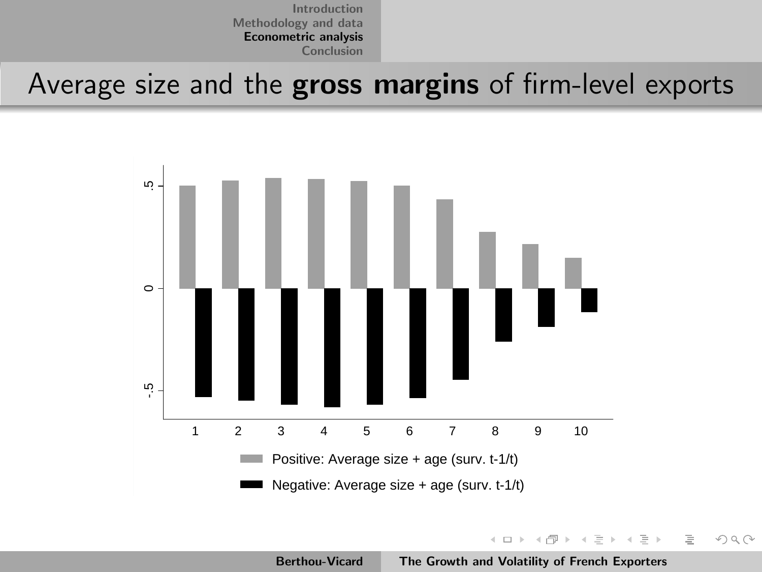# Average size and the **gross margins** of firm-level exports

Positive: Average size + age (surv. t-1/t)

Negative: Average size + age (surv. t-1/t)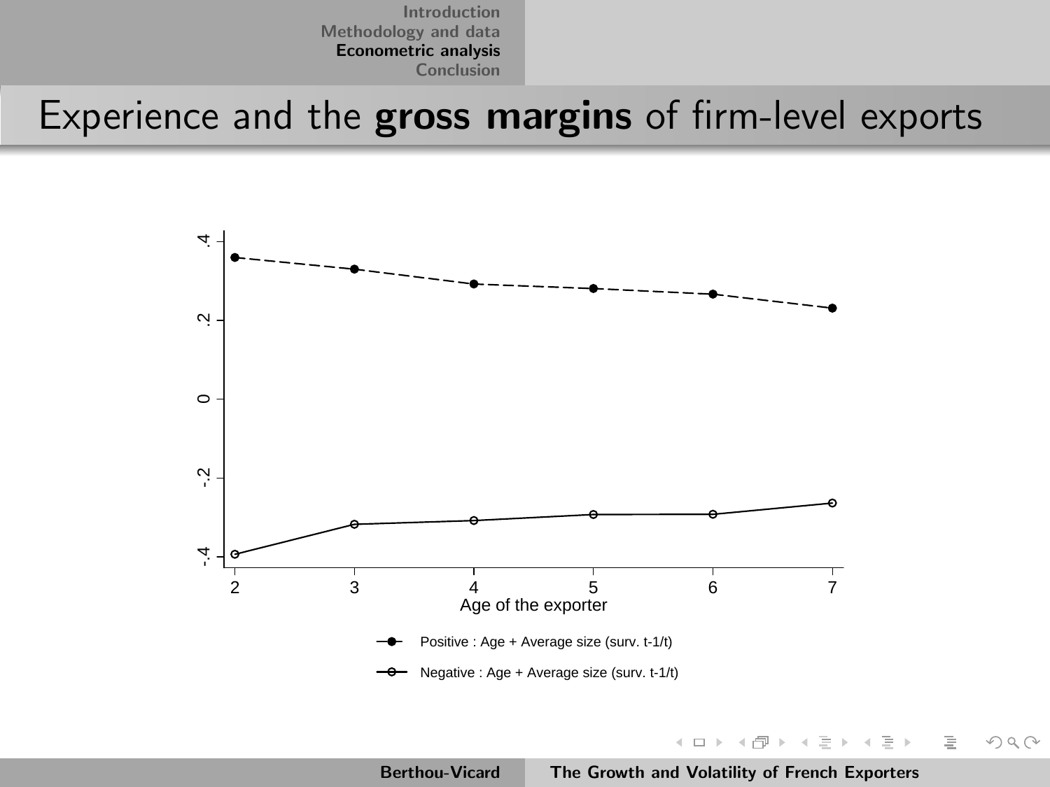# Experience and the **gross margins** of firm-level exports

Age of the exporter

Positive : Age + Average size (surv. t-1/t)

Negative : Age + Average size (surv. t-1/t)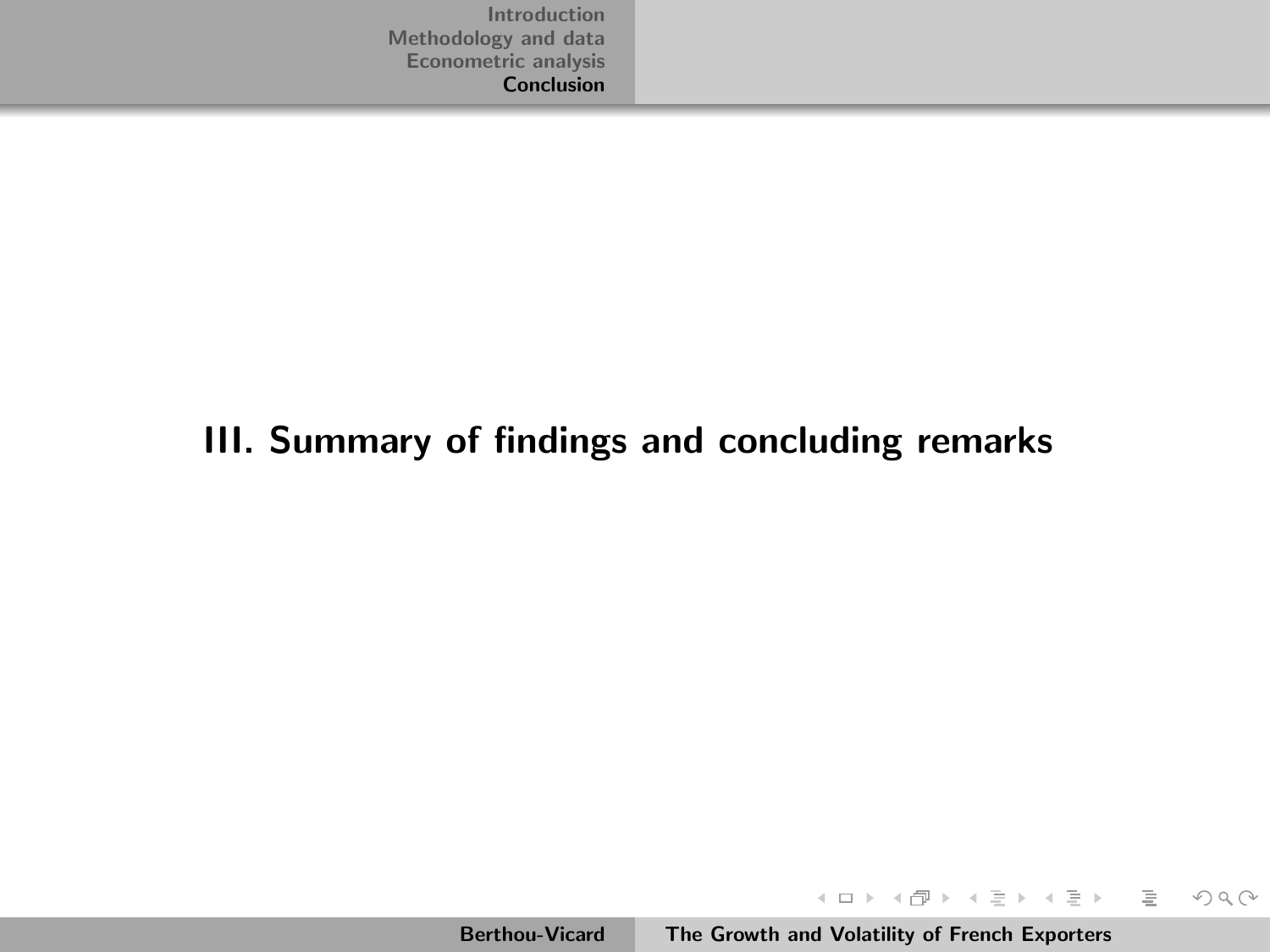# III. Summary of findings and concluding remarks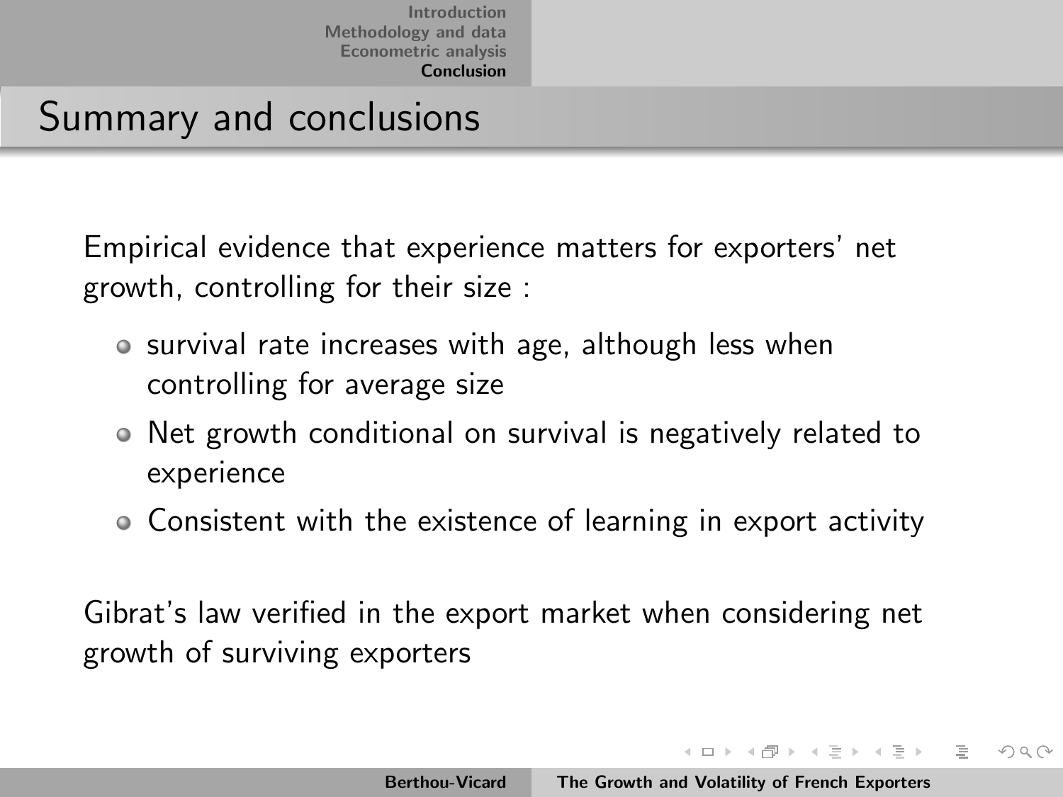# Summary and conclusions

Empirical evidence that experience matters for exporters' net growth, controlling for their size :

- survival rate increases with age, although less when controlling for average size
- Net growth conditional on survival is negatively related to experience
- Consistent with the existence of learning in export activity

Gibrat's law verified in the export market when considering net growth of surviving exporters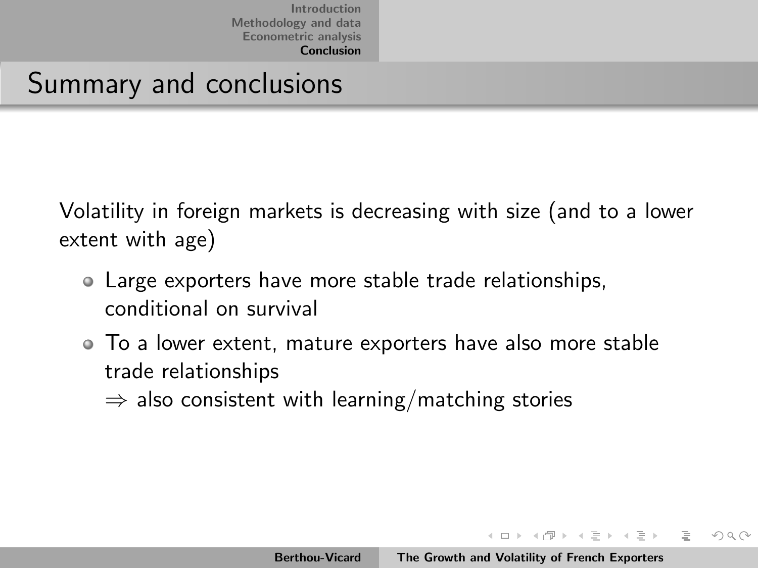## Summary and conclusions

Volatility in foreign markets is decreasing with size (and to a lower extent with age)

- Large exporters have more stable trade relationships, conditional on survival
- To a lower extent, mature exporters have also more stable trade relationships
  $\Rightarrow$ also consistent with learning/matching stories